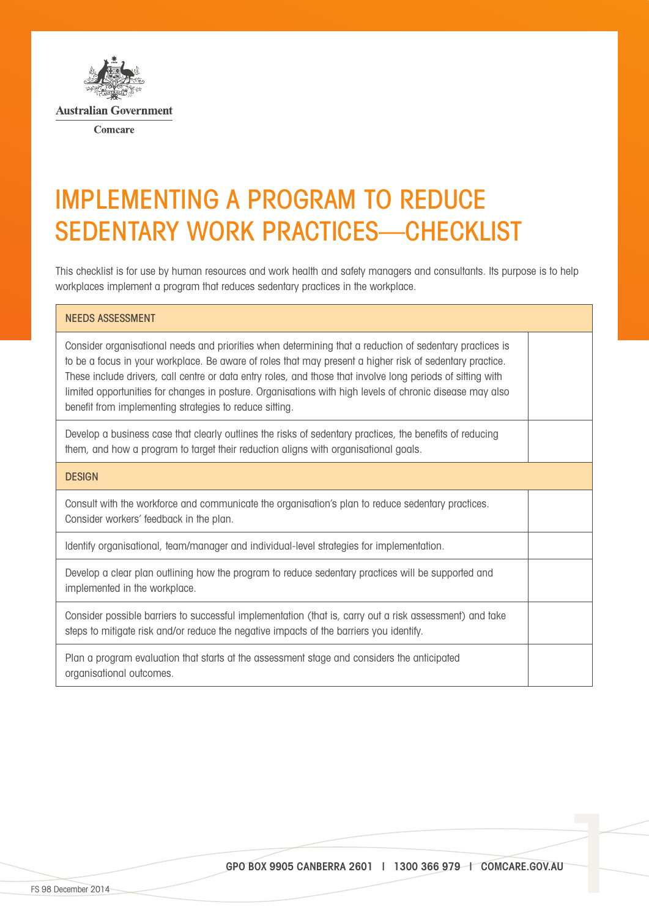Australian Government

Comcare

# IMPLEMENTING A PROGRAM TO REDUCE SEDENTARY WORK PRACTICES—CHECKLIST

This checklist is for use by human resources and work health and safety managers and consultants. Its purpose is to help workplaces implement a program that reduces sedentary practices in the workplace.

| NEEDS ASSESSMENT | |
|---|---|
| Consider organisational needs and priorities when determining that a reduction of sedentary practices is to be a focus in your workplace. Be aware of roles that may present a higher risk of sedentary practice. These include drivers, call centre or data entry roles, and those that involve long periods of sitting with limited opportunities for changes in posture. Organisations with high levels of chronic disease may also benefit from implementing strategies to reduce sitting. | |
| Develop a business case that clearly outlines the risks of sedentary practices, the benefits of reducing them, and how a program to target their reduction aligns with organisational goals. | |
| **DESIGN** | |
| Consult with the workforce and communicate the organisation's plan to reduce sedentary practices. Consider workers' feedback in the plan. | |
| Identify organisational, team/manager and individual-level strategies for implementation. | |
| Develop a clear plan outlining how the program to reduce sedentary practices will be supported and implemented in the workplace. | |
| Consider possible barriers to successful implementation (that is, carry out a risk assessment) and take steps to mitigate risk and/or reduce the negative impacts of the barriers you identify. | |
| Plan a program evaluation that starts at the assessment stage and considers the anticipated organisational outcomes. | |

GPO BOX 9905 CANBERRA 2601 | 1300 366 979 | COMCARE.GOV.AU

FS 98 December 2014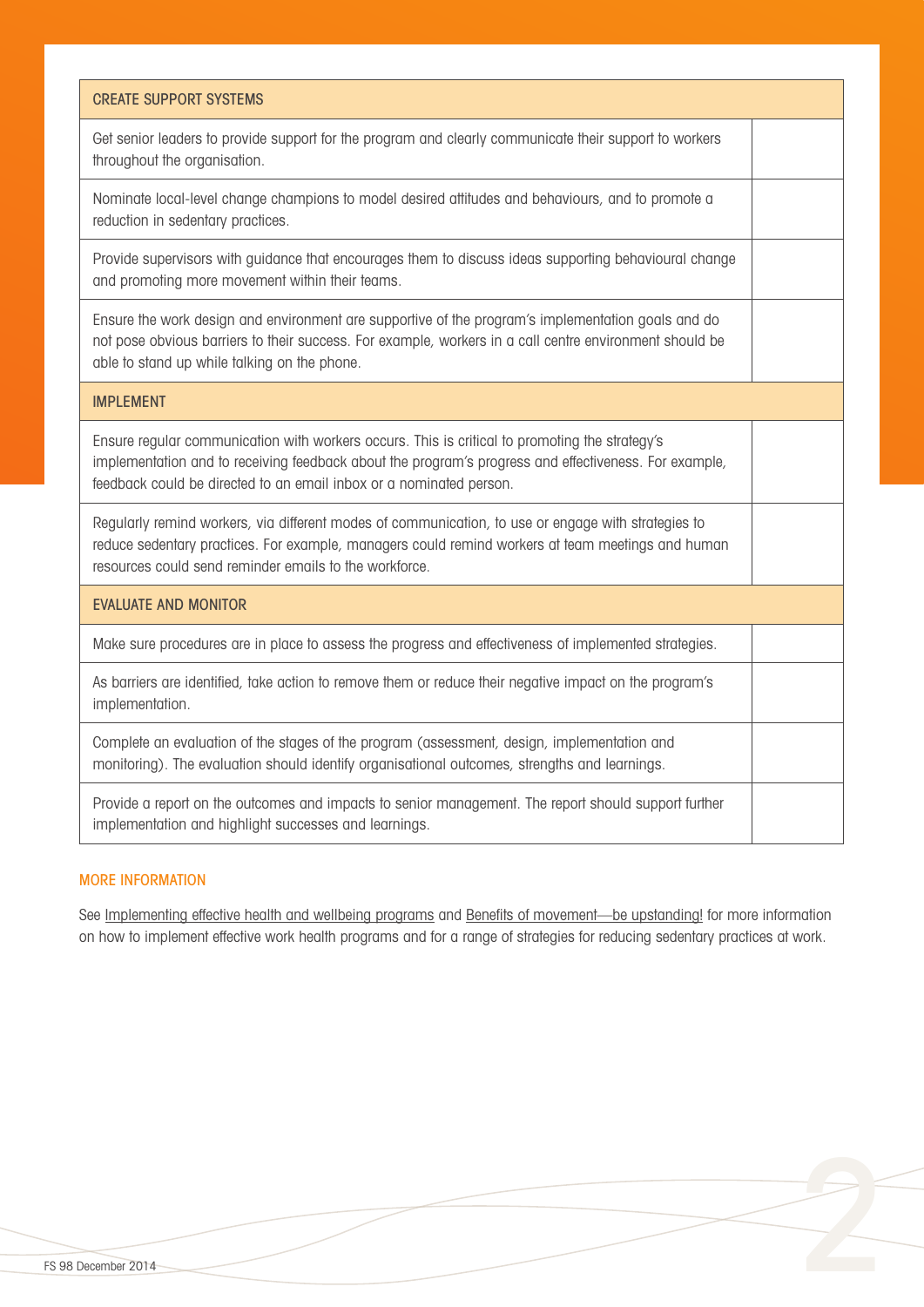| CREATE SUPPORT SYSTEMS | |
|---|---|
| Get senior leaders to provide support for the program and clearly communicate their support to workers throughout the organisation. | |
| Nominate local-level change champions to model desired attitudes and behaviours, and to promote a reduction in sedentary practices. | |
| Provide supervisors with guidance that encourages them to discuss ideas supporting behavioural change and promoting more movement within their teams. | |
| Ensure the work design and environment are supportive of the program's implementation goals and do not pose obvious barriers to their success. For example, workers in a call centre environment should be able to stand up while talking on the phone. | |
| **IMPLEMENT** | |
| Ensure regular communication with workers occurs. This is critical to promoting the strategy's implementation and to receiving feedback about the program's progress and effectiveness. For example, feedback could be directed to an email inbox or a nominated person. | |
| Regularly remind workers, via different modes of communication, to use or engage with strategies to reduce sedentary practices. For example, managers could remind workers at team meetings and human resources could send reminder emails to the workforce. | |
| **EVALUATE AND MONITOR** | |
| Make sure procedures are in place to assess the progress and effectiveness of implemented strategies. | |
| As barriers are identified, take action to remove them or reduce their negative impact on the program's implementation. | |
| Complete an evaluation of the stages of the program (assessment, design, implementation and monitoring). The evaluation should identify organisational outcomes, strengths and learnings. | |
| Provide a report on the outcomes and impacts to senior management. The report should support further implementation and highlight successes and learnings. | |

## MORE INFORMATION

See Implementing effective health and wellbeing programs and Benefits of movement—be upstanding! for more information on how to implement effective work health programs and for a range of strategies for reducing sedentary practices at work.